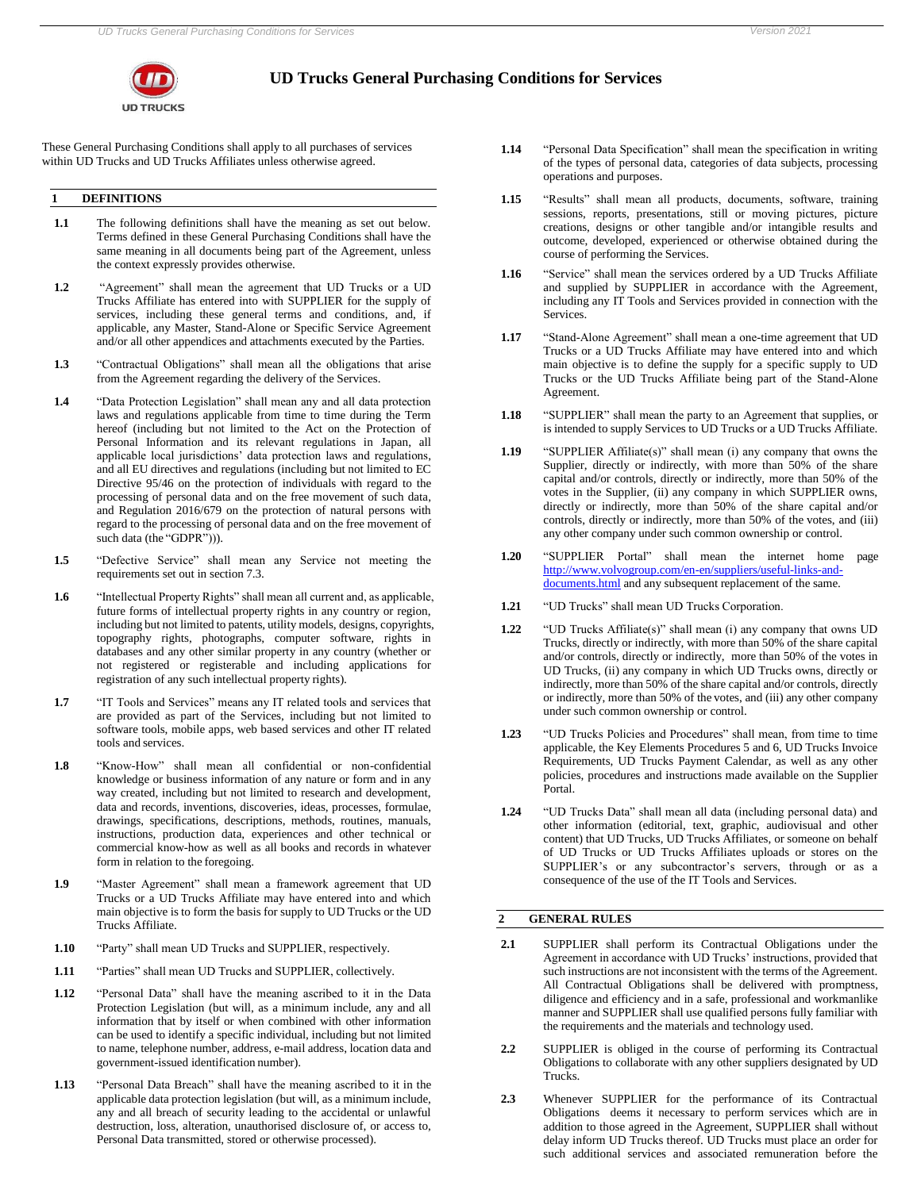# UD Trucks General Purchasing Conditions for Services

These General Purchasing Conditions shall apply to all purchases of services within UD Trucks and UD Trucks Affiliates unless otherwise agreed.

## 1 DEFINITIONS

**1.1** The following definitions shall have the meaning as set out below. Terms defined in these General Purchasing Conditions shall have the same meaning in all documents being part of the Agreement, unless the context expressly provides otherwise.

**1.2** "Agreement" shall mean the agreement that UD Trucks or a UD Trucks Affiliate has entered into with SUPPLIER for the supply of services, including these general terms and conditions, and, if applicable, any Master, Stand-Alone or Specific Service Agreement and/or all other appendices and attachments executed by the Parties.

**1.3** "Contractual Obligations" shall mean all the obligations that arise from the Agreement regarding the delivery of the Services.

**1.4** "Data Protection Legislation" shall mean any and all data protection laws and regulations applicable from time to time during the Term hereof (including but not limited to the Act on the Protection of Personal Information and its relevant regulations in Japan, all applicable local jurisdictions' data protection laws and regulations, and all EU directives and regulations (including but not limited to EC Directive 95/46 on the protection of individuals with regard to the processing of personal data and on the free movement of such data, and Regulation 2016/679 on the protection of natural persons with regard to the processing of personal data and on the free movement of such data (the "GDPR"))).

**1.5** "Defective Service" shall mean any Service not meeting the requirements set out in section 7.3.

**1.6** "Intellectual Property Rights" shall mean all current and, as applicable, future forms of intellectual property rights in any country or region, including but not limited to patents, utility models, designs, copyrights, topography rights, photographs, computer software, rights in databases and any other similar property in any country (whether or not registered or registerable and including applications for registration of any such intellectual property rights).

**1.7** "IT Tools and Services" means any IT related tools and services that are provided as part of the Services, including but not limited to software tools, mobile apps, web based services and other IT related tools and services.

**1.8** "Know-How" shall mean all confidential or non-confidential knowledge or business information of any nature or form and in any way created, including but not limited to research and development, data and records, inventions, discoveries, ideas, processes, formulae, drawings, specifications, descriptions, methods, routines, manuals, instructions, production data, experiences and other technical or commercial know-how as well as all books and records in whatever form in relation to the foregoing.

**1.9** "Master Agreement" shall mean a framework agreement that UD Trucks or a UD Trucks Affiliate may have entered into and which main objective is to form the basis for supply to UD Trucks or the UD Trucks Affiliate.

**1.10** "Party" shall mean UD Trucks and SUPPLIER, respectively.

**1.11** "Parties" shall mean UD Trucks and SUPPLIER, collectively.

**1.12** "Personal Data" shall have the meaning ascribed to it in the Data Protection Legislation (but will, as a minimum include, any and all information that by itself or when combined with other information can be used to identify a specific individual, including but not limited to name, telephone number, address, e-mail address, location data and government-issued identification number).

**1.13** "Personal Data Breach" shall have the meaning ascribed to it in the applicable data protection legislation (but will, as a minimum include, any and all breach of security leading to the accidental or unlawful destruction, loss, alteration, unauthorised disclosure of, or access to, Personal Data transmitted, stored or otherwise processed).

**1.14** "Personal Data Specification" shall mean the specification in writing of the types of personal data, categories of data subjects, processing operations and purposes.

**1.15** "Results" shall mean all products, documents, software, training sessions, reports, presentations, still or moving pictures, picture creations, designs or other tangible and/or intangible results and outcome, developed, experienced or otherwise obtained during the course of performing the Services.

**1.16** "Service" shall mean the services ordered by a UD Trucks Affiliate and supplied by SUPPLIER in accordance with the Agreement, including any IT Tools and Services provided in connection with the Services.

**1.17** "Stand-Alone Agreement" shall mean a one-time agreement that UD Trucks or a UD Trucks Affiliate may have entered into and which main objective is to define the supply for a specific supply to UD Trucks or the UD Trucks Affiliate being part of the Stand-Alone Agreement.

**1.18** "SUPPLIER" shall mean the party to an Agreement that supplies, or is intended to supply Services to UD Trucks or a UD Trucks Affiliate.

**1.19** "SUPPLIER Affiliate(s)" shall mean (i) any company that owns the Supplier, directly or indirectly, with more than 50% of the share capital and/or controls, directly or indirectly, more than 50% of the votes in the Supplier, (ii) any company in which SUPPLIER owns, directly or indirectly, more than 50% of the share capital and/or controls, directly or indirectly, more than 50% of the votes, and (iii) any other company under such common ownership or control.

**1.20** "SUPPLIER Portal" shall mean the internet home page http://www.volvogroup.com/en-en/suppliers/useful-links-and-documents.html and any subsequent replacement of the same.

**1.21** "UD Trucks" shall mean UD Trucks Corporation.

**1.22** "UD Trucks Affiliate(s)" shall mean (i) any company that owns UD Trucks, directly or indirectly, with more than 50% of the share capital and/or controls, directly or indirectly, more than 50% of the votes in UD Trucks, (ii) any company in which UD Trucks owns, directly or indirectly, more than 50% of the share capital and/or controls, directly or indirectly, more than 50% of the votes, and (iii) any other company under such common ownership or control.

**1.23** "UD Trucks Policies and Procedures" shall mean, from time to time applicable, the Key Elements Procedures 5 and 6, UD Trucks Invoice Requirements, UD Trucks Payment Calendar, as well as any other policies, procedures and instructions made available on the Supplier Portal.

**1.24** "UD Trucks Data" shall mean all data (including personal data) and other information (editorial, text, graphic, audiovisual and other content) that UD Trucks, UD Trucks Affiliates, or someone on behalf of UD Trucks or UD Trucks Affiliates uploads or stores on the SUPPLIER's or any subcontractor's servers, through or as a consequence of the use of the IT Tools and Services.

## 2 GENERAL RULES

**2.1** SUPPLIER shall perform its Contractual Obligations under the Agreement in accordance with UD Trucks' instructions, provided that such instructions are not inconsistent with the terms of the Agreement. All Contractual Obligations shall be delivered with promptness, diligence and efficiency and in a safe, professional and workmanlike manner and SUPPLIER shall use qualified persons fully familiar with the requirements and the materials and technology used.

**2.2** SUPPLIER is obliged in the course of performing its Contractual Obligations to collaborate with any other suppliers designated by UD Trucks.

**2.3** Whenever SUPPLIER for the performance of its Contractual Obligations deems it necessary to perform services which are in addition to those agreed in the Agreement, SUPPLIER shall without delay inform UD Trucks thereof. UD Trucks must place an order for such additional services and associated remuneration before the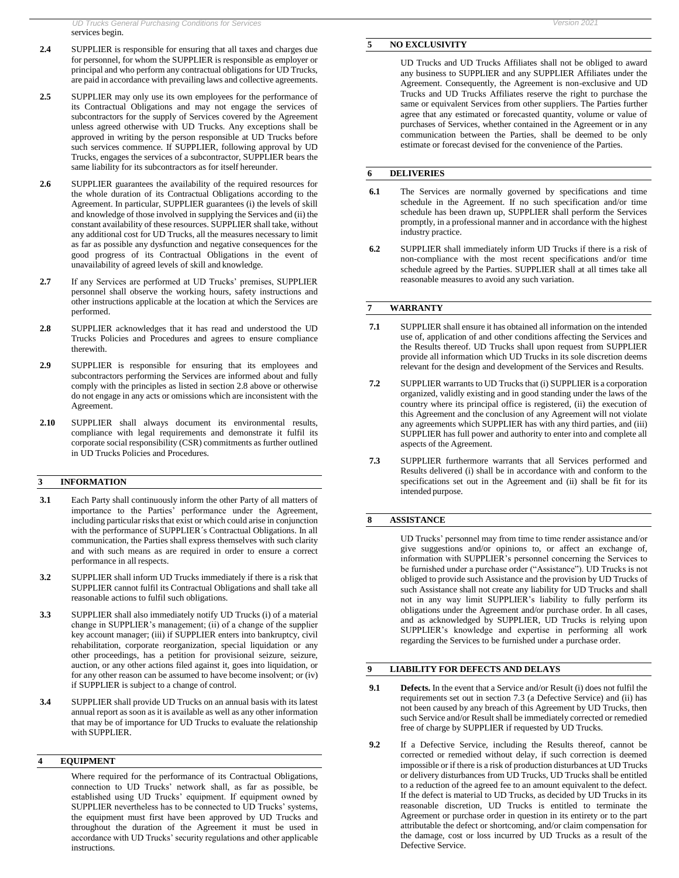services begin.

**2.4** SUPPLIER is responsible for ensuring that all taxes and charges due for personnel, for whom the SUPPLIER is responsible as employer or principal and who perform any contractual obligations for UD Trucks, are paid in accordance with prevailing laws and collective agreements.

**2.5** SUPPLIER may only use its own employees for the performance of its Contractual Obligations and may not engage the services of subcontractors for the supply of Services covered by the Agreement unless agreed otherwise with UD Trucks. Any exceptions shall be approved in writing by the person responsible at UD Trucks before such services commence. If SUPPLIER, following approval by UD Trucks, engages the services of a subcontractor, SUPPLIER bears the same liability for its subcontractors as for itself hereunder.

**2.6** SUPPLIER guarantees the availability of the required resources for the whole duration of its Contractual Obligations according to the Agreement. In particular, SUPPLIER guarantees (i) the levels of skill and knowledge of those involved in supplying the Services and (ii) the constant availability of these resources. SUPPLIER shall take, without any additional cost for UD Trucks, all the measures necessary to limit as far as possible any dysfunction and negative consequences for the good progress of its Contractual Obligations in the event of unavailability of agreed levels of skill and knowledge.

**2.7** If any Services are performed at UD Trucks' premises, SUPPLIER personnel shall observe the working hours, safety instructions and other instructions applicable at the location at which the Services are performed.

**2.8** SUPPLIER acknowledges that it has read and understood the UD Trucks Policies and Procedures and agrees to ensure compliance therewith.

**2.9** SUPPLIER is responsible for ensuring that its employees and subcontractors performing the Services are informed about and fully comply with the principles as listed in section 2.8 above or otherwise do not engage in any acts or omissions which are inconsistent with the Agreement.

**2.10** SUPPLIER shall always document its environmental results, compliance with legal requirements and demonstrate it fulfil its corporate social responsibility (CSR) commitments as further outlined in UD Trucks Policies and Procedures.

## 3 INFORMATION

**3.1** Each Party shall continuously inform the other Party of all matters of importance to the Parties' performance under the Agreement, including particular risks that exist or which could arise in conjunction with the performance of SUPPLIER´s Contractual Obligations. In all communication, the Parties shall express themselves with such clarity and with such means as are required in order to ensure a correct performance in all respects.

**3.2** SUPPLIER shall inform UD Trucks immediately if there is a risk that SUPPLIER cannot fulfil its Contractual Obligations and shall take all reasonable actions to fulfil such obligations.

**3.3** SUPPLIER shall also immediately notify UD Trucks (i) of a material change in SUPPLIER's management; (ii) of a change of the supplier key account manager; (iii) if SUPPLIER enters into bankruptcy, civil rehabilitation, corporate reorganization, special liquidation or any other proceedings, has a petition for provisional seizure, seizure, auction, or any other actions filed against it, goes into liquidation, or for any other reason can be assumed to have become insolvent; or (iv) if SUPPLIER is subject to a change of control.

**3.4** SUPPLIER shall provide UD Trucks on an annual basis with its latest annual report as soon as it is available as well as any other information that may be of importance for UD Trucks to evaluate the relationship with SUPPLIER.

## 4 EQUIPMENT

Where required for the performance of its Contractual Obligations, connection to UD Trucks' network shall, as far as possible, be established using UD Trucks' equipment. If equipment owned by SUPPLIER nevertheless has to be connected to UD Trucks' systems, the equipment must first have been approved by UD Trucks and throughout the duration of the Agreement it must be used in accordance with UD Trucks' security regulations and other applicable instructions.

## 5 NO EXCLUSIVITY

UD Trucks and UD Trucks Affiliates shall not be obliged to award any business to SUPPLIER and any SUPPLIER Affiliates under the Agreement. Consequently, the Agreement is non-exclusive and UD Trucks and UD Trucks Affiliates reserve the right to purchase the same or equivalent Services from other suppliers. The Parties further agree that any estimated or forecasted quantity, volume or value of purchases of Services, whether contained in the Agreement or in any communication between the Parties, shall be deemed to be only estimate or forecast devised for the convenience of the Parties.

## 6 DELIVERIES

**6.1** The Services are normally governed by specifications and time schedule in the Agreement. If no such specification and/or time schedule has been drawn up, SUPPLIER shall perform the Services promptly, in a professional manner and in accordance with the highest industry practice.

**6.2** SUPPLIER shall immediately inform UD Trucks if there is a risk of non-compliance with the most recent specifications and/or time schedule agreed by the Parties. SUPPLIER shall at all times take all reasonable measures to avoid any such variation.

## 7 WARRANTY

**7.1** SUPPLIER shall ensure it has obtained all information on the intended use of, application of and other conditions affecting the Services and the Results thereof. UD Trucks shall upon request from SUPPLIER provide all information which UD Trucks in its sole discretion deems relevant for the design and development of the Services and Results.

**7.2** SUPPLIER warrants to UD Trucks that (i) SUPPLIER is a corporation organized, validly existing and in good standing under the laws of the country where its principal office is registered, (ii) the execution of this Agreement and the conclusion of any Agreement will not violate any agreements which SUPPLIER has with any third parties, and (iii) SUPPLIER has full power and authority to enter into and complete all aspects of the Agreement.

**7.3** SUPPLIER furthermore warrants that all Services performed and Results delivered (i) shall be in accordance with and conform to the specifications set out in the Agreement and (ii) shall be fit for its intended purpose.

## 8 ASSISTANCE

UD Trucks' personnel may from time to time render assistance and/or give suggestions and/or opinions to, or affect an exchange of, information with SUPPLIER's personnel concerning the Services to be furnished under a purchase order ("Assistance"). UD Trucks is not obliged to provide such Assistance and the provision by UD Trucks of such Assistance shall not create any liability for UD Trucks and shall not in any way limit SUPPLIER's liability to fully perform its obligations under the Agreement and/or purchase order. In all cases, and as acknowledged by SUPPLIER, UD Trucks is relying upon SUPPLIER's knowledge and expertise in performing all work regarding the Services to be furnished under a purchase order.

## 9 LIABILITY FOR DEFECTS AND DELAYS

**9.1** **Defects.** In the event that a Service and/or Result (i) does not fulfil the requirements set out in section 7.3 (a Defective Service) and (ii) has not been caused by any breach of this Agreement by UD Trucks, then such Service and/or Result shall be immediately corrected or remedied free of charge by SUPPLIER if requested by UD Trucks.

**9.2** If a Defective Service, including the Results thereof, cannot be corrected or remedied without delay, if such correction is deemed impossible or if there is a risk of production disturbances at UD Trucks or delivery disturbances from UD Trucks, UD Trucks shall be entitled to a reduction of the agreed fee to an amount equivalent to the defect. If the defect is material to UD Trucks, as decided by UD Trucks in its reasonable discretion, UD Trucks is entitled to terminate the Agreement or purchase order in question in its entirety or to the part attributable the defect or shortcoming, and/or claim compensation for the damage, cost or loss incurred by UD Trucks as a result of the Defective Service.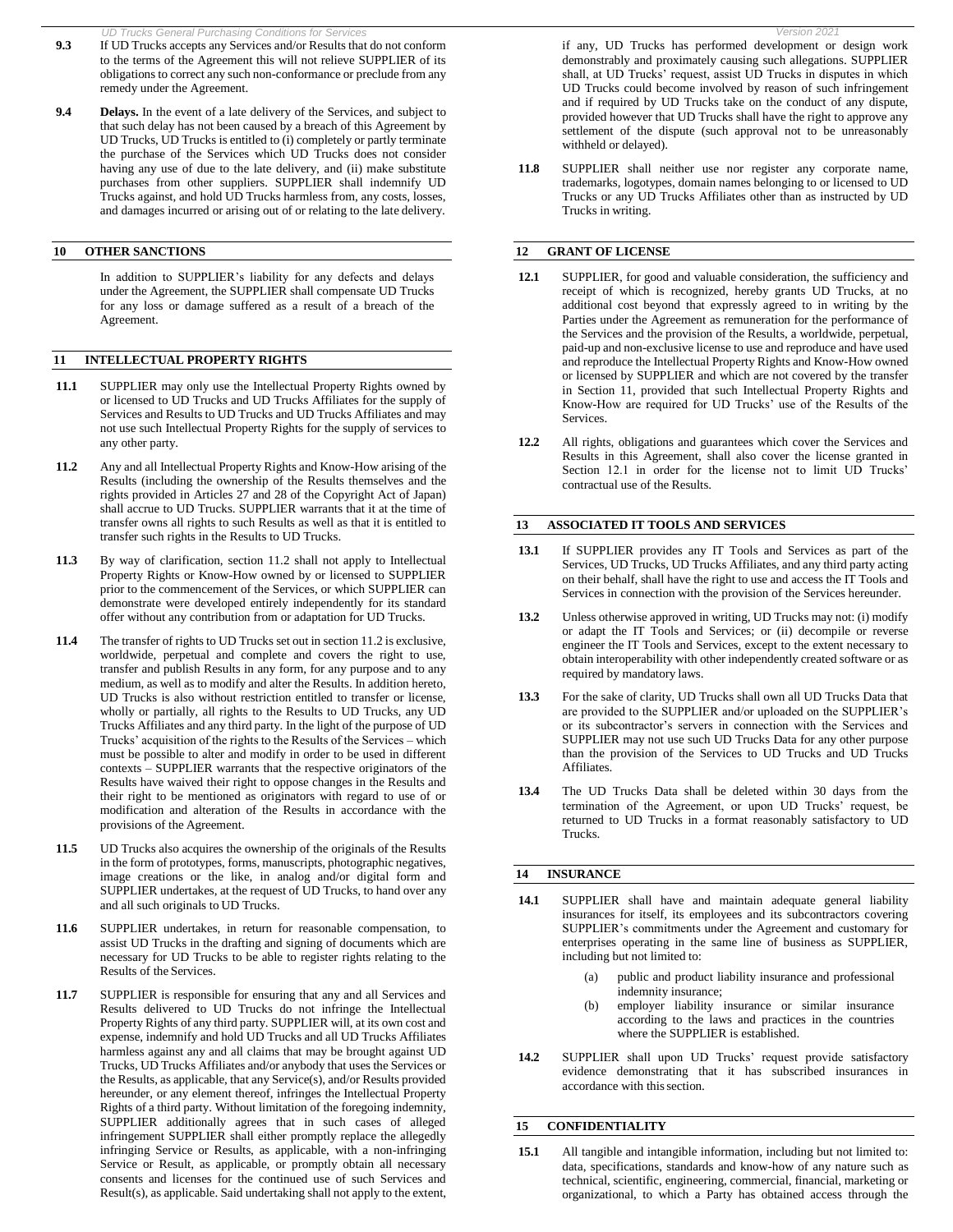**9.3** If UD Trucks accepts any Services and/or Results that do not conform to the terms of the Agreement this will not relieve SUPPLIER of its obligations to correct any such non-conformance or preclude from any remedy under the Agreement.

**9.4** **Delays.** In the event of a late delivery of the Services, and subject to that such delay has not been caused by a breach of this Agreement by UD Trucks, UD Trucks is entitled to (i) completely or partly terminate the purchase of the Services which UD Trucks does not consider having any use of due to the late delivery, and (ii) make substitute purchases from other suppliers. SUPPLIER shall indemnify UD Trucks against, and hold UD Trucks harmless from, any costs, losses, and damages incurred or arising out of or relating to the late delivery.

## 10 OTHER SANCTIONS

In addition to SUPPLIER's liability for any defects and delays under the Agreement, the SUPPLIER shall compensate UD Trucks for any loss or damage suffered as a result of a breach of the Agreement.

## 11 INTELLECTUAL PROPERTY RIGHTS

**11.1** SUPPLIER may only use the Intellectual Property Rights owned by or licensed to UD Trucks and UD Trucks Affiliates for the supply of Services and Results to UD Trucks and UD Trucks Affiliates and may not use such Intellectual Property Rights for the supply of services to any other party.

**11.2** Any and all Intellectual Property Rights and Know-How arising of the Results (including the ownership of the Results themselves and the rights provided in Articles 27 and 28 of the Copyright Act of Japan) shall accrue to UD Trucks. SUPPLIER warrants that it at the time of transfer owns all rights to such Results as well as that it is entitled to transfer such rights in the Results to UD Trucks.

**11.3** By way of clarification, section 11.2 shall not apply to Intellectual Property Rights or Know-How owned by or licensed to SUPPLIER prior to the commencement of the Services, or which SUPPLIER can demonstrate were developed entirely independently for its standard offer without any contribution from or adaptation for UD Trucks.

**11.4** The transfer of rights to UD Trucks set out in section 11.2 is exclusive, worldwide, perpetual and complete and covers the right to use, transfer and publish Results in any form, for any purpose and to any medium, as well as to modify and alter the Results. In addition hereto, UD Trucks is also without restriction entitled to transfer or license, wholly or partially, all rights to the Results to UD Trucks, any UD Trucks Affiliates and any third party. In the light of the purpose of UD Trucks' acquisition of the rights to the Results of the Services – which must be possible to alter and modify in order to be used in different contexts – SUPPLIER warrants that the respective originators of the Results have waived their right to oppose changes in the Results and their right to be mentioned as originators with regard to use of or modification and alteration of the Results in accordance with the provisions of the Agreement.

**11.5** UD Trucks also acquires the ownership of the originals of the Results in the form of prototypes, forms, manuscripts, photographic negatives, image creations or the like, in analog and/or digital form and SUPPLIER undertakes, at the request of UD Trucks, to hand over any and all such originals to UD Trucks.

**11.6** SUPPLIER undertakes, in return for reasonable compensation, to assist UD Trucks in the drafting and signing of documents which are necessary for UD Trucks to be able to register rights relating to the Results of the Services.

**11.7** SUPPLIER is responsible for ensuring that any and all Services and Results delivered to UD Trucks do not infringe the Intellectual Property Rights of any third party. SUPPLIER will, at its own cost and expense, indemnify and hold UD Trucks and all UD Trucks Affiliates harmless against any and all claims that may be brought against UD Trucks, UD Trucks Affiliates and/or anybody that uses the Services or the Results, as applicable, that any Service(s), and/or Results provided hereunder, or any element thereof, infringes the Intellectual Property Rights of a third party. Without limitation of the foregoing indemnity, SUPPLIER additionally agrees that in such cases of alleged infringement SUPPLIER shall either promptly replace the allegedly infringing Service or Results, as applicable, with a non-infringing Service or Result, as applicable, or promptly obtain all necessary consents and licenses for the continued use of such Services and Result(s), as applicable. Said undertaking shall not apply to the extent, if any, UD Trucks has performed development or design work demonstrably and proximately causing such allegations. SUPPLIER shall, at UD Trucks' request, assist UD Trucks in disputes in which UD Trucks could become involved by reason of such infringement and if required by UD Trucks take on the conduct of any dispute, provided however that UD Trucks shall have the right to approve any settlement of the dispute (such approval not to be unreasonably withheld or delayed).

**11.8** SUPPLIER shall neither use nor register any corporate name, trademarks, logotypes, domain names belonging to or licensed to UD Trucks or any UD Trucks Affiliates other than as instructed by UD Trucks in writing.

## 12 GRANT OF LICENSE

**12.1** SUPPLIER, for good and valuable consideration, the sufficiency and receipt of which is recognized, hereby grants UD Trucks, at no additional cost beyond that expressly agreed to in writing by the Parties under the Agreement as remuneration for the performance of the Services and the provision of the Results, a worldwide, perpetual, paid-up and non-exclusive license to use and reproduce and have used and reproduce the Intellectual Property Rights and Know-How owned or licensed by SUPPLIER and which are not covered by the transfer in Section 11, provided that such Intellectual Property Rights and Know-How are required for UD Trucks' use of the Results of the Services.

**12.2** All rights, obligations and guarantees which cover the Services and Results in this Agreement, shall also cover the license granted in Section 12.1 in order for the license not to limit UD Trucks' contractual use of the Results.

## 13 ASSOCIATED IT TOOLS AND SERVICES

**13.1** If SUPPLIER provides any IT Tools and Services as part of the Services, UD Trucks, UD Trucks Affiliates, and any third party acting on their behalf, shall have the right to use and access the IT Tools and Services in connection with the provision of the Services hereunder.

**13.2** Unless otherwise approved in writing, UD Trucks may not: (i) modify or adapt the IT Tools and Services; or (ii) decompile or reverse engineer the IT Tools and Services, except to the extent necessary to obtain interoperability with other independently created software or as required by mandatory laws.

**13.3** For the sake of clarity, UD Trucks shall own all UD Trucks Data that are provided to the SUPPLIER and/or uploaded on the SUPPLIER's or its subcontractor's servers in connection with the Services and SUPPLIER may not use such UD Trucks Data for any other purpose than the provision of the Services to UD Trucks and UD Trucks Affiliates.

**13.4** The UD Trucks Data shall be deleted within 30 days from the termination of the Agreement, or upon UD Trucks' request, be returned to UD Trucks in a format reasonably satisfactory to UD Trucks.

## 14 INSURANCE

**14.1** SUPPLIER shall have and maintain adequate general liability insurances for itself, its employees and its subcontractors covering SUPPLIER's commitments under the Agreement and customary for enterprises operating in the same line of business as SUPPLIER, including but not limited to:

(a) public and product liability insurance and professional indemnity insurance;

(b) employer liability insurance or similar insurance according to the laws and practices in the countries where the SUPPLIER is established.

**14.2** SUPPLIER shall upon UD Trucks' request provide satisfactory evidence demonstrating that it has subscribed insurances in accordance with this section.

## 15 CONFIDENTIALITY

**15.1** All tangible and intangible information, including but not limited to: data, specifications, standards and know-how of any nature such as technical, scientific, engineering, commercial, financial, marketing or organizational, to which a Party has obtained access through the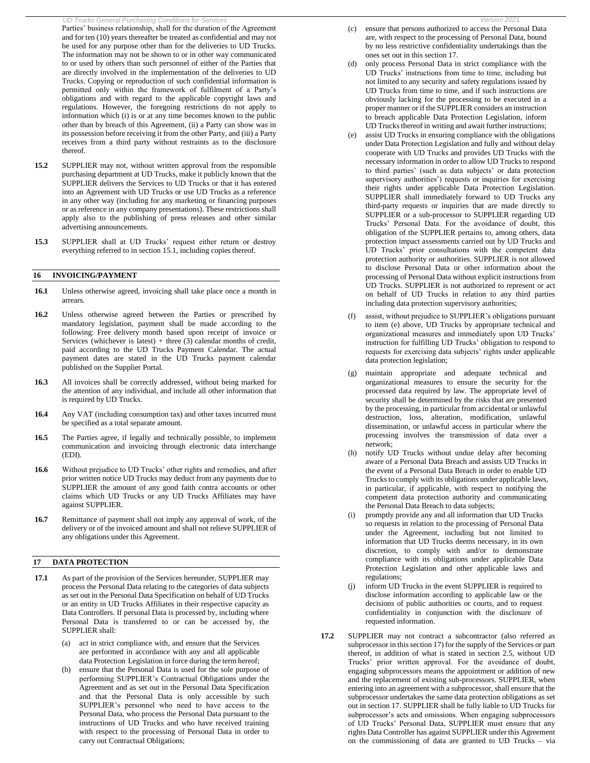Parties' business relationship, shall for the duration of the Agreement and for ten (10) years thereafter be treated as confidential and may not be used for any purpose other than for the deliveries to UD Trucks. The information may not be shown to or in other way communicated to or used by others than such personnel of either of the Parties that are directly involved in the implementation of the deliveries to UD Trucks. Copying or reproduction of such confidential information is permitted only within the framework of fulfilment of a Party's obligations and with regard to the applicable copyright laws and regulations. However, the foregoing restrictions do not apply to information which (i) is or at any time becomes known to the public other than by breach of this Agreement, (ii) a Party can show was in its possession before receiving it from the other Party, and (iii) a Party receives from a third party without restraints as to the disclosure thereof.

**15.2** SUPPLIER may not, without written approval from the responsible purchasing department at UD Trucks, make it publicly known that the SUPPLIER delivers the Services to UD Trucks or that it has entered into an Agreement with UD Trucks or use UD Trucks as a reference in any other way (including for any marketing or financing purposes or as reference in any company presentations). These restrictions shall apply also to the publishing of press releases and other similar advertising announcements.

**15.3** SUPPLIER shall at UD Trucks' request either return or destroy everything referred to in section 15.1, including copies thereof.

## 16 INVOICING/PAYMENT

**16.1** Unless otherwise agreed, invoicing shall take place once a month in arrears.

**16.2** Unless otherwise agreed between the Parties or prescribed by mandatory legislation, payment shall be made according to the following: Free delivery month based upon receipt of invoice or Services (whichever is latest) + three (3) calendar months of credit, paid according to the UD Trucks Payment Calendar. The actual payment dates are stated in the UD Trucks payment calendar published on the Supplier Portal.

**16.3** All invoices shall be correctly addressed, without being marked for the attention of any individual, and include all other information that is required by UD Trucks.

**16.4** Any VAT (including consumption tax) and other taxes incurred must be specified as a total separate amount.

**16.5** The Parties agree, if legally and technically possible, to implement communication and invoicing through electronic data interchange (EDI).

**16.6** Without prejudice to UD Trucks' other rights and remedies, and after prior written notice UD Trucks may deduct from any payments due to SUPPLIER the amount of any good faith contra accounts or other claims which UD Trucks or any UD Trucks Affiliates may have against SUPPLIER.

**16.7** Remittance of payment shall not imply any approval of work, of the delivery or of the invoiced amount and shall not relieve SUPPLIER of any obligations under this Agreement.

## 17 DATA PROTECTION

**17.1** As part of the provision of the Services hereunder, SUPPLIER may process the Personal Data relating to the categories of data subjects as set out in the Personal Data Specification on behalf of UD Trucks or an entity in UD Trucks Affiliates in their respective capacity as Data Controllers. If personal Data is processed by, including where Personal Data is transferred to or can be accessed by, the SUPPLIER shall:

(a) act in strict compliance with, and ensure that the Services are performed in accordance with any and all applicable data Protection Legislation in force during the term hereof;

(b) ensure that the Personal Data is used for the sole purpose of performing SUPPLIER's Contractual Obligations under the Agreement and as set out in the Personal Data Specification and that the Personal Data is only accessible by such SUPPLIER's personnel who need to have access to the Personal Data, who process the Personal Data pursuant to the instructions of UD Trucks and who have received training with respect to the processing of Personal Data in order to carry out Contractual Obligations;

(c) ensure that persons authorized to access the Personal Data are, with respect to the processing of Personal Data, bound by no less restrictive confidentiality undertakings than the ones set out in this section 17.

(d) only process Personal Data in strict compliance with the UD Trucks' instructions from time to time, including but not limited to any security and safety regulations issued by UD Trucks from time to time, and if such instructions are obviously lacking for the processing to be executed in a proper manner or if the SUPPLIER considers an instruction to breach applicable Data Protection Legislation, inform UD Trucks thereof in writing and await further instructions;

(e) assist UD Trucks in ensuring compliance with the obligations under Data Protection Legislation and fully and without delay cooperate with UD Trucks and provides UD Trucks with the necessary information in order to allow UD Trucks to respond to third parties' (such as data subjects' or data protection supervisory authorities') requests or inquiries for exercising their rights under applicable Data Protection Legislation. SUPPLIER shall immediately forward to UD Trucks any third-party requests or inquiries that are made directly to SUPPLIER or a sub-processor to SUPPLIER regarding UD Trucks' Personal Data. For the avoidance of doubt, this obligation of the SUPPLIER pertains to, among others, data protection impact assessments carried out by UD Trucks and UD Trucks' prior consultations with the competent data protection authority or authorities. SUPPLIER is not allowed to disclose Personal Data or other information about the processing of Personal Data without explicit instructions from UD Trucks. SUPPLIER is not authorized to represent or act on behalf of UD Trucks in relation to any third parties including data protection supervisory authorities;

(f) assist, without prejudice to SUPPLIER's obligations pursuant to item (e) above, UD Trucks by appropriate technical and organizational measures and immediately upon UD Trucks' instruction for fulfilling UD Trucks' obligation to respond to requests for exercising data subjects' rights under applicable data protection legislation;

(g) maintain appropriate and adequate technical and organizational measures to ensure the security for the processed data required by law. The appropriate level of security shall be determined by the risks that are presented by the processing, in particular from accidental or unlawful destruction, loss, alteration, modification, unlawful dissemination, or unlawful access in particular where the processing involves the transmission of data over a network;

(h) notify UD Trucks without undue delay after becoming aware of a Personal Data Breach and assists UD Trucks in the event of a Personal Data Breach in order to enable UD Trucks to comply with its obligations under applicable laws, in particular, if applicable, with respect to notifying the competent data protection authority and communicating the Personal Data Breach to data subjects;

(i) promptly provide any and all information that UD Trucks so requests in relation to the processing of Personal Data under the Agreement, including but not limited to information that UD Trucks deems necessary, in its own discretion, to comply with and/or to demonstrate compliance with its obligations under applicable Data Protection Legislation and other applicable laws and regulations;

(j) inform UD Trucks in the event SUPPLIER is required to disclose information according to applicable law or the decisions of public authorities or courts, and to request confidentiality in conjunction with the disclosure of requested information.

**17.2** SUPPLIER may not contract a subcontractor (also referred as subprocessor in this section 17) for the supply of the Services or part thereof, in addition of what is stated in section 2.5, without UD Trucks' prior written approval. For the avoidance of doubt, engaging subprocessors means the appointment or addition of new and the replacement of existing sub-processors. SUPPLIER, when entering into an agreement with a subprocessor, shall ensure that the subprocessor undertakes the same data protection obligations as set out in section 17. SUPPLIER shall be fully liable to UD Trucks for subprocessor's acts and omissions. When engaging subprocessors of UD Trucks' Personal Data, SUPPLIER must ensure that any rights Data Controller has against SUPPLIER under this Agreement on the commissioning of data are granted to UD Trucks – via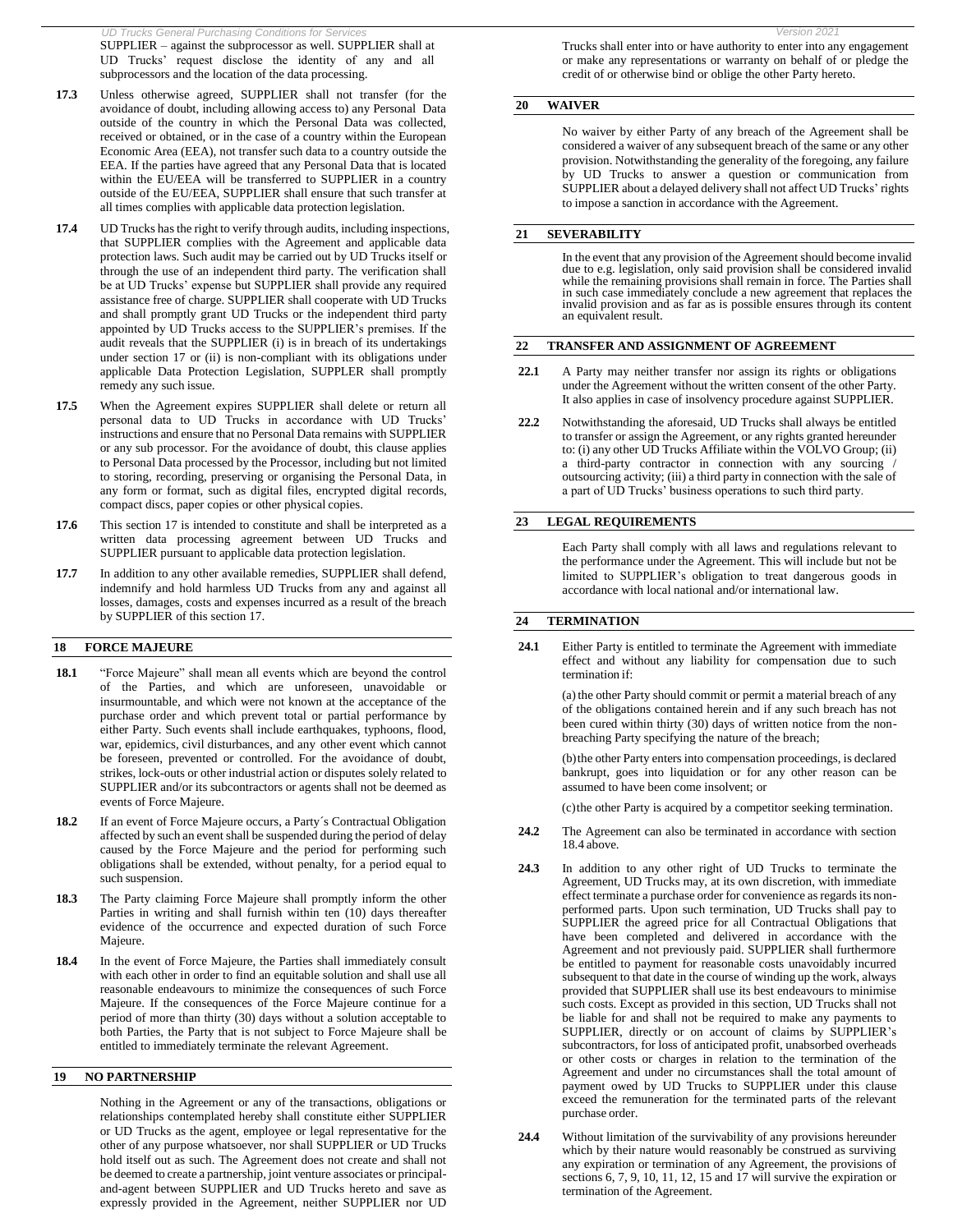SUPPLIER – against the subprocessor as well. SUPPLIER shall at UD Trucks' request disclose the identity of any and all subprocessors and the location of the data processing.

**17.3** Unless otherwise agreed, SUPPLIER shall not transfer (for the avoidance of doubt, including allowing access to) any Personal Data outside of the country in which the Personal Data was collected, received or obtained, or in the case of a country within the European Economic Area (EEA), not transfer such data to a country outside the EEA. If the parties have agreed that any Personal Data that is located within the EU/EEA will be transferred to SUPPLIER in a country outside of the EU/EEA, SUPPLIER shall ensure that such transfer at all times complies with applicable data protection legislation.

**17.4** UD Trucks has the right to verify through audits, including inspections, that SUPPLIER complies with the Agreement and applicable data protection laws. Such audit may be carried out by UD Trucks itself or through the use of an independent third party. The verification shall be at UD Trucks' expense but SUPPLIER shall provide any required assistance free of charge. SUPPLIER shall cooperate with UD Trucks and shall promptly grant UD Trucks or the independent third party appointed by UD Trucks access to the SUPPLIER's premises. If the audit reveals that the SUPPLIER (i) is in breach of its undertakings under section 17 or (ii) is non-compliant with its obligations under applicable Data Protection Legislation, SUPPLER shall promptly remedy any such issue.

**17.5** When the Agreement expires SUPPLIER shall delete or return all personal data to UD Trucks in accordance with UD Trucks' instructions and ensure that no Personal Data remains with SUPPLIER or any sub processor. For the avoidance of doubt, this clause applies to Personal Data processed by the Processor, including but not limited to storing, recording, preserving or organising the Personal Data, in any form or format, such as digital files, encrypted digital records, compact discs, paper copies or other physical copies.

**17.6** This section 17 is intended to constitute and shall be interpreted as a written data processing agreement between UD Trucks and SUPPLIER pursuant to applicable data protection legislation.

**17.7** In addition to any other available remedies, SUPPLIER shall defend, indemnify and hold harmless UD Trucks from any and against all losses, damages, costs and expenses incurred as a result of the breach by SUPPLIER of this section 17.

## 18 FORCE MAJEURE

**18.1** "Force Majeure" shall mean all events which are beyond the control of the Parties, and which are unforeseen, unavoidable or insurmountable, and which were not known at the acceptance of the purchase order and which prevent total or partial performance by either Party. Such events shall include earthquakes, typhoons, flood, war, epidemics, civil disturbances, and any other event which cannot be foreseen, prevented or controlled. For the avoidance of doubt, strikes, lock-outs or other industrial action or disputes solely related to SUPPLIER and/or its subcontractors or agents shall not be deemed as events of Force Majeure.

**18.2** If an event of Force Majeure occurs, a Party´s Contractual Obligation affected by such an event shall be suspended during the period of delay caused by the Force Majeure and the period for performing such obligations shall be extended, without penalty, for a period equal to such suspension.

**18.3** The Party claiming Force Majeure shall promptly inform the other Parties in writing and shall furnish within ten (10) days thereafter evidence of the occurrence and expected duration of such Force Majeure.

**18.4** In the event of Force Majeure, the Parties shall immediately consult with each other in order to find an equitable solution and shall use all reasonable endeavours to minimize the consequences of such Force Majeure. If the consequences of the Force Majeure continue for a period of more than thirty (30) days without a solution acceptable to both Parties, the Party that is not subject to Force Majeure shall be entitled to immediately terminate the relevant Agreement.

## 19 NO PARTNERSHIP

Nothing in the Agreement or any of the transactions, obligations or relationships contemplated hereby shall constitute either SUPPLIER or UD Trucks as the agent, employee or legal representative for the other of any purpose whatsoever, nor shall SUPPLIER or UD Trucks hold itself out as such. The Agreement does not create and shall not be deemed to create a partnership, joint venture associates or principal-and-agent between SUPPLIER and UD Trucks hereto and save as expressly provided in the Agreement, neither SUPPLIER nor UD Trucks shall enter into or have authority to enter into any engagement or make any representations or warranty on behalf of or pledge the credit of or otherwise bind or oblige the other Party hereto.

## 20 WAIVER

No waiver by either Party of any breach of the Agreement shall be considered a waiver of any subsequent breach of the same or any other provision. Notwithstanding the generality of the foregoing, any failure by UD Trucks to answer a question or communication from SUPPLIER about a delayed delivery shall not affect UD Trucks' rights to impose a sanction in accordance with the Agreement.

## 21 SEVERABILITY

In the event that any provision of the Agreement should become invalid due to e.g. legislation, only said provision shall be considered invalid while the remaining provisions shall remain in force. The Parties shall in such case immediately conclude a new agreement that replaces the invalid provision and as far as is possible ensures through its content an equivalent result.

## 22 TRANSFER AND ASSIGNMENT OF AGREEMENT

**22.1** A Party may neither transfer nor assign its rights or obligations under the Agreement without the written consent of the other Party. It also applies in case of insolvency procedure against SUPPLIER.

**22.2** Notwithstanding the aforesaid, UD Trucks shall always be entitled to transfer or assign the Agreement, or any rights granted hereunder to: (i) any other UD Trucks Affiliate within the VOLVO Group; (ii) a third-party contractor in connection with any sourcing / outsourcing activity; (iii) a third party in connection with the sale of a part of UD Trucks' business operations to such third party.

## 23 LEGAL REQUIREMENTS

Each Party shall comply with all laws and regulations relevant to the performance under the Agreement. This will include but not be limited to SUPPLIER's obligation to treat dangerous goods in accordance with local national and/or international law.

## 24 TERMINATION

**24.1** Either Party is entitled to terminate the Agreement with immediate effect and without any liability for compensation due to such termination if:

(a) the other Party should commit or permit a material breach of any of the obligations contained herein and if any such breach has not been cured within thirty (30) days of written notice from the non-breaching Party specifying the nature of the breach;

(b) the other Party enters into compensation proceedings, is declared bankrupt, goes into liquidation or for any other reason can be assumed to have been come insolvent; or

(c) the other Party is acquired by a competitor seeking termination.

**24.2** The Agreement can also be terminated in accordance with section 18.4 above.

**24.3** In addition to any other right of UD Trucks to terminate the Agreement, UD Trucks may, at its own discretion, with immediate effect terminate a purchase order for convenience as regards its non-performed parts. Upon such termination, UD Trucks shall pay to SUPPLIER the agreed price for all Contractual Obligations that have been completed and delivered in accordance with the Agreement and not previously paid. SUPPLIER shall furthermore be entitled to payment for reasonable costs unavoidably incurred subsequent to that date in the course of winding up the work, always provided that SUPPLIER shall use its best endeavours to minimise such costs. Except as provided in this section, UD Trucks shall not be liable for and shall not be required to make any payments to SUPPLIER, directly or on account of claims by SUPPLIER's subcontractors, for loss of anticipated profit, unabsorbed overheads or other costs or charges in relation to the termination of the Agreement and under no circumstances shall the total amount of payment owed by UD Trucks to SUPPLIER under this clause exceed the remuneration for the terminated parts of the relevant purchase order.

**24.4** Without limitation of the survivability of any provisions hereunder which by their nature would reasonably be construed as surviving any expiration or termination of any Agreement, the provisions of sections 6, 7, 9, 10, 11, 12, 15 and 17 will survive the expiration or termination of the Agreement.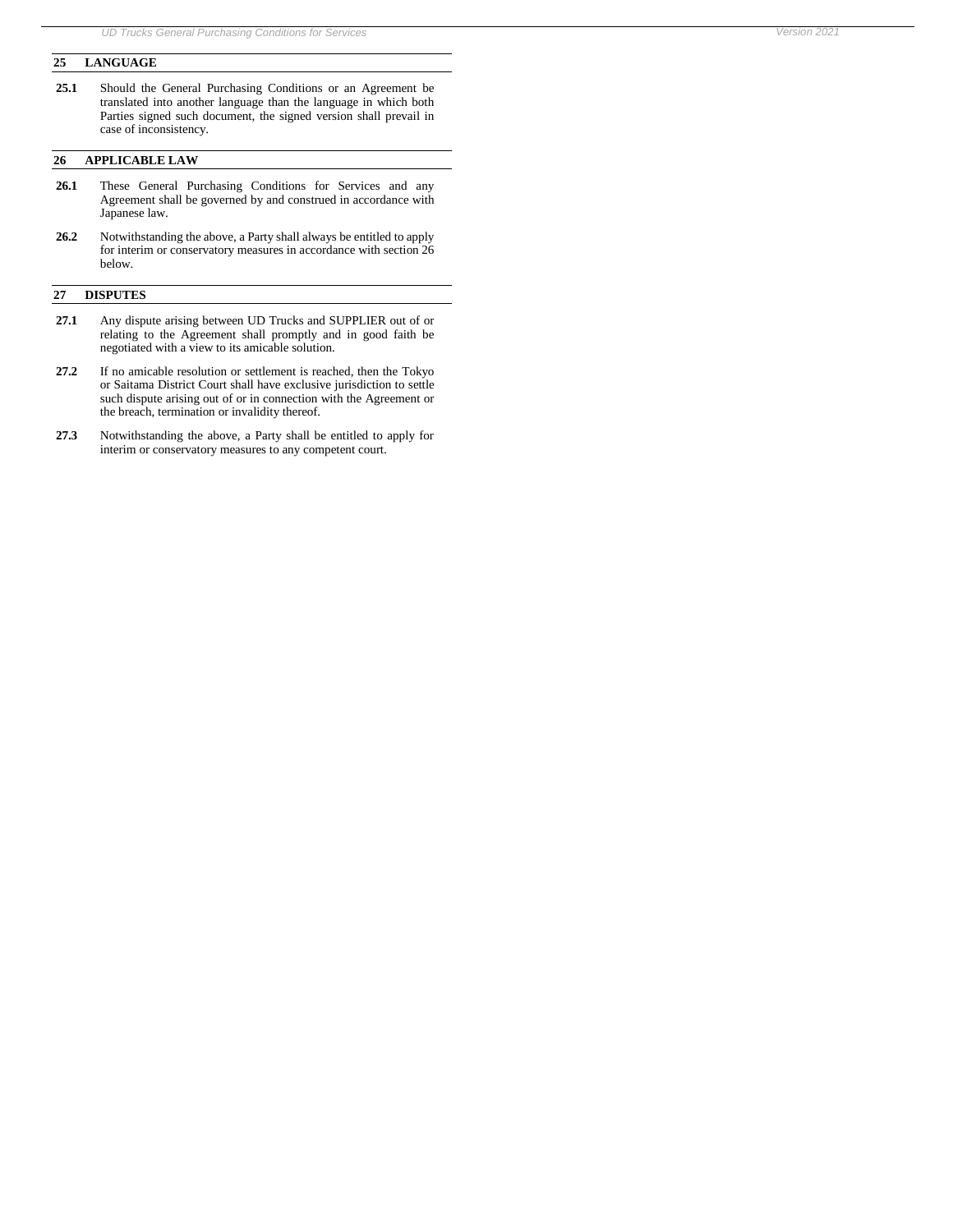## 25 LANGUAGE

**25.1** Should the General Purchasing Conditions or an Agreement be translated into another language than the language in which both Parties signed such document, the signed version shall prevail in case of inconsistency.

## 26 APPLICABLE LAW

**26.1** These General Purchasing Conditions for Services and any Agreement shall be governed by and construed in accordance with Japanese law.

**26.2** Notwithstanding the above, a Party shall always be entitled to apply for interim or conservatory measures in accordance with section 26 below.

## 27 DISPUTES

**27.1** Any dispute arising between UD Trucks and SUPPLIER out of or relating to the Agreement shall promptly and in good faith be negotiated with a view to its amicable solution.

**27.2** If no amicable resolution or settlement is reached, then the Tokyo or Saitama District Court shall have exclusive jurisdiction to settle such dispute arising out of or in connection with the Agreement or the breach, termination or invalidity thereof.

**27.3** Notwithstanding the above, a Party shall be entitled to apply for interim or conservatory measures to any competent court.